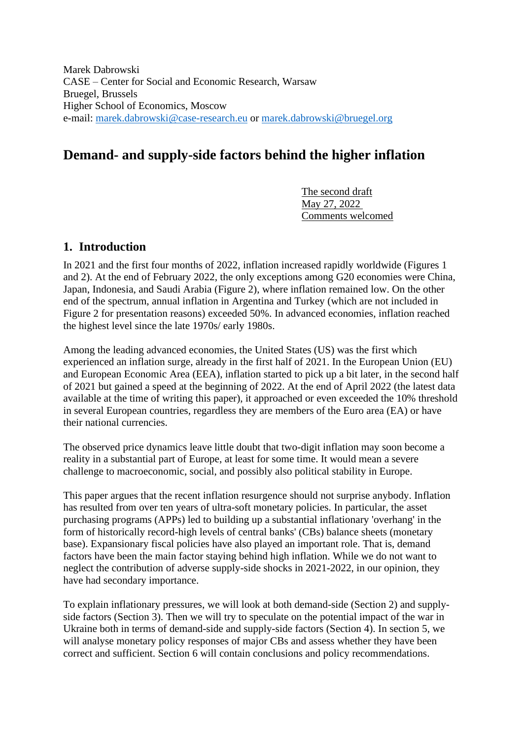Marek Dabrowski
CASE – Center for Social and Economic Research, Warsaw
Bruegel, Brussels
Higher School of Economics, Moscow
e-mail: marek.dabrowski@case-research.eu or marek.dabrowski@bruegel.org

# Demand- and supply-side factors behind the higher inflation

The second draft
May 27, 2022
Comments welcomed

## 1. Introduction

In 2021 and the first four months of 2022, inflation increased rapidly worldwide (Figures 1 and 2). At the end of February 2022, the only exceptions among G20 economies were China, Japan, Indonesia, and Saudi Arabia (Figure 2), where inflation remained low. On the other end of the spectrum, annual inflation in Argentina and Turkey (which are not included in Figure 2 for presentation reasons) exceeded 50%. In advanced economies, inflation reached the highest level since the late 1970s/ early 1980s.

Among the leading advanced economies, the United States (US) was the first which experienced an inflation surge, already in the first half of 2021. In the European Union (EU) and European Economic Area (EEA), inflation started to pick up a bit later, in the second half of 2021 but gained a speed at the beginning of 2022. At the end of April 2022 (the latest data available at the time of writing this paper), it approached or even exceeded the 10% threshold in several European countries, regardless they are members of the Euro area (EA) or have their national currencies.

The observed price dynamics leave little doubt that two-digit inflation may soon become a reality in a substantial part of Europe, at least for some time. It would mean a severe challenge to macroeconomic, social, and possibly also political stability in Europe.

This paper argues that the recent inflation resurgence should not surprise anybody. Inflation has resulted from over ten years of ultra-soft monetary policies. In particular, the asset purchasing programs (APPs) led to building up a substantial inflationary 'overhang' in the form of historically record-high levels of central banks' (CBs) balance sheets (monetary base). Expansionary fiscal policies have also played an important role. That is, demand factors have been the main factor staying behind high inflation. While we do not want to neglect the contribution of adverse supply-side shocks in 2021-2022, in our opinion, they have had secondary importance.

To explain inflationary pressures, we will look at both demand-side (Section 2) and supply-side factors (Section 3). Then we will try to speculate on the potential impact of the war in Ukraine both in terms of demand-side and supply-side factors (Section 4). In section 5, we will analyse monetary policy responses of major CBs and assess whether they have been correct and sufficient. Section 6 will contain conclusions and policy recommendations.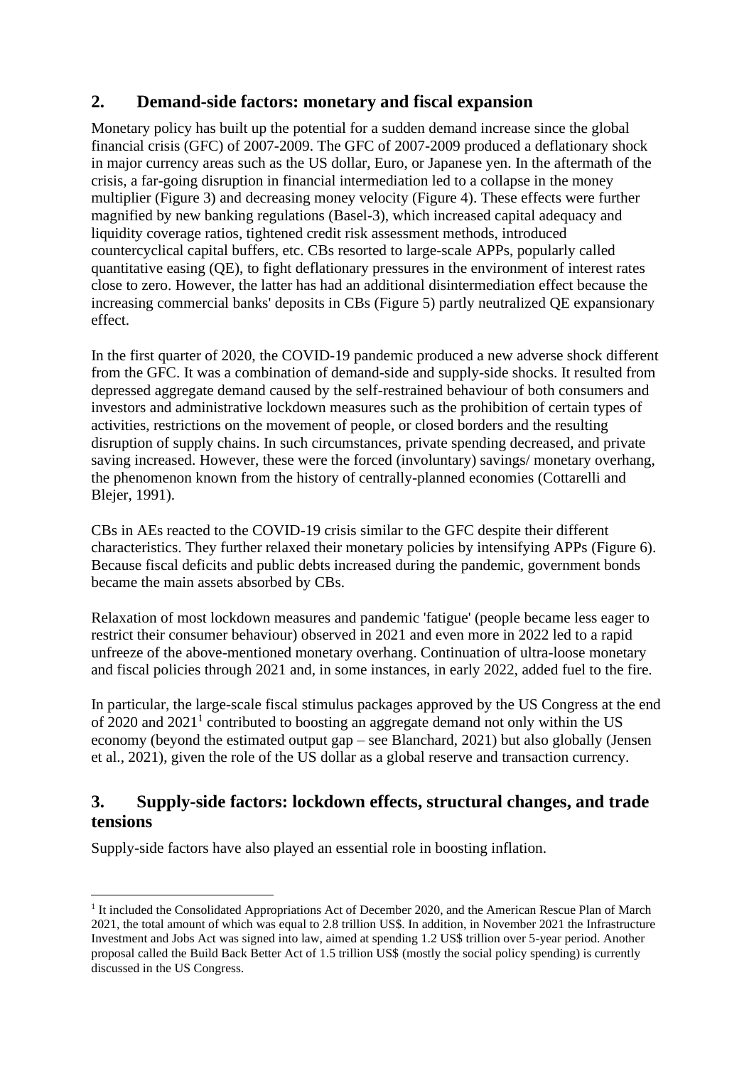## 2. Demand-side factors: monetary and fiscal expansion

Monetary policy has built up the potential for a sudden demand increase since the global financial crisis (GFC) of 2007-2009. The GFC of 2007-2009 produced a deflationary shock in major currency areas such as the US dollar, Euro, or Japanese yen. In the aftermath of the crisis, a far-going disruption in financial intermediation led to a collapse in the money multiplier (Figure 3) and decreasing money velocity (Figure 4). These effects were further magnified by new banking regulations (Basel-3), which increased capital adequacy and liquidity coverage ratios, tightened credit risk assessment methods, introduced countercyclical capital buffers, etc. CBs resorted to large-scale APPs, popularly called quantitative easing (QE), to fight deflationary pressures in the environment of interest rates close to zero. However, the latter has had an additional disintermediation effect because the increasing commercial banks' deposits in CBs (Figure 5) partly neutralized QE expansionary effect.

In the first quarter of 2020, the COVID-19 pandemic produced a new adverse shock different from the GFC. It was a combination of demand-side and supply-side shocks. It resulted from depressed aggregate demand caused by the self-restrained behaviour of both consumers and investors and administrative lockdown measures such as the prohibition of certain types of activities, restrictions on the movement of people, or closed borders and the resulting disruption of supply chains. In such circumstances, private spending decreased, and private saving increased. However, these were the forced (involuntary) savings/ monetary overhang, the phenomenon known from the history of centrally-planned economies (Cottarelli and Blejer, 1991).

CBs in AEs reacted to the COVID-19 crisis similar to the GFC despite their different characteristics. They further relaxed their monetary policies by intensifying APPs (Figure 6). Because fiscal deficits and public debts increased during the pandemic, government bonds became the main assets absorbed by CBs.

Relaxation of most lockdown measures and pandemic 'fatigue' (people became less eager to restrict their consumer behaviour) observed in 2021 and even more in 2022 led to a rapid unfreeze of the above-mentioned monetary overhang. Continuation of ultra-loose monetary and fiscal policies through 2021 and, in some instances, in early 2022, added fuel to the fire.

In particular, the large-scale fiscal stimulus packages approved by the US Congress at the end of 2020 and 2021[1] contributed to boosting an aggregate demand not only within the US economy (beyond the estimated output gap – see Blanchard, 2021) but also globally (Jensen et al., 2021), given the role of the US dollar as a global reserve and transaction currency.

## 3. Supply-side factors: lockdown effects, structural changes, and trade tensions

Supply-side factors have also played an essential role in boosting inflation.

[1] It included the Consolidated Appropriations Act of December 2020, and the American Rescue Plan of March 2021, the total amount of which was equal to 2.8 trillion US$. In addition, in November 2021 the Infrastructure Investment and Jobs Act was signed into law, aimed at spending 1.2 US$ trillion over 5-year period. Another proposal called the Build Back Better Act of 1.5 trillion US$ (mostly the social policy spending) is currently discussed in the US Congress.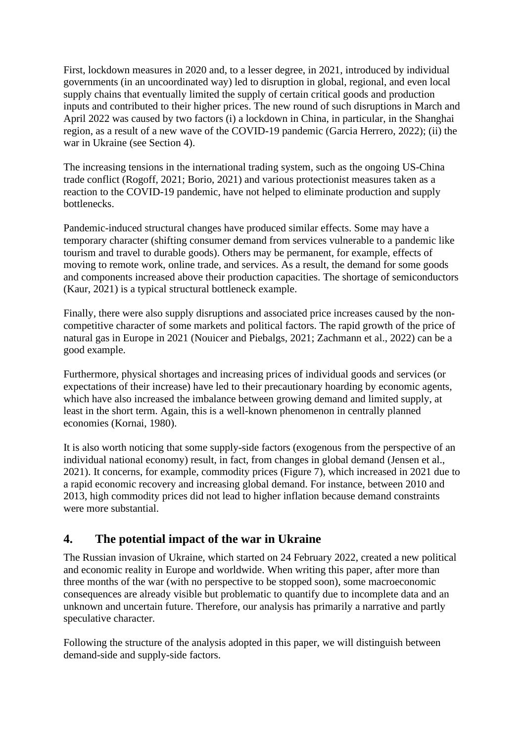First, lockdown measures in 2020 and, to a lesser degree, in 2021, introduced by individual governments (in an uncoordinated way) led to disruption in global, regional, and even local supply chains that eventually limited the supply of certain critical goods and production inputs and contributed to their higher prices. The new round of such disruptions in March and April 2022 was caused by two factors (i) a lockdown in China, in particular, in the Shanghai region, as a result of a new wave of the COVID-19 pandemic (Garcia Herrero, 2022); (ii) the war in Ukraine (see Section 4).

The increasing tensions in the international trading system, such as the ongoing US-China trade conflict (Rogoff, 2021; Borio, 2021) and various protectionist measures taken as a reaction to the COVID-19 pandemic, have not helped to eliminate production and supply bottlenecks.

Pandemic-induced structural changes have produced similar effects. Some may have a temporary character (shifting consumer demand from services vulnerable to a pandemic like tourism and travel to durable goods). Others may be permanent, for example, effects of moving to remote work, online trade, and services. As a result, the demand for some goods and components increased above their production capacities. The shortage of semiconductors (Kaur, 2021) is a typical structural bottleneck example.

Finally, there were also supply disruptions and associated price increases caused by the non-competitive character of some markets and political factors. The rapid growth of the price of natural gas in Europe in 2021 (Nouicer and Piebalgs, 2021; Zachmann et al., 2022) can be a good example.

Furthermore, physical shortages and increasing prices of individual goods and services (or expectations of their increase) have led to their precautionary hoarding by economic agents, which have also increased the imbalance between growing demand and limited supply, at least in the short term. Again, this is a well-known phenomenon in centrally planned economies (Kornai, 1980).

It is also worth noticing that some supply-side factors (exogenous from the perspective of an individual national economy) result, in fact, from changes in global demand (Jensen et al., 2021). It concerns, for example, commodity prices (Figure 7), which increased in 2021 due to a rapid economic recovery and increasing global demand. For instance, between 2010 and 2013, high commodity prices did not lead to higher inflation because demand constraints were more substantial.

## 4. The potential impact of the war in Ukraine

The Russian invasion of Ukraine, which started on 24 February 2022, created a new political and economic reality in Europe and worldwide. When writing this paper, after more than three months of the war (with no perspective to be stopped soon), some macroeconomic consequences are already visible but problematic to quantify due to incomplete data and an unknown and uncertain future. Therefore, our analysis has primarily a narrative and partly speculative character.

Following the structure of the analysis adopted in this paper, we will distinguish between demand-side and supply-side factors.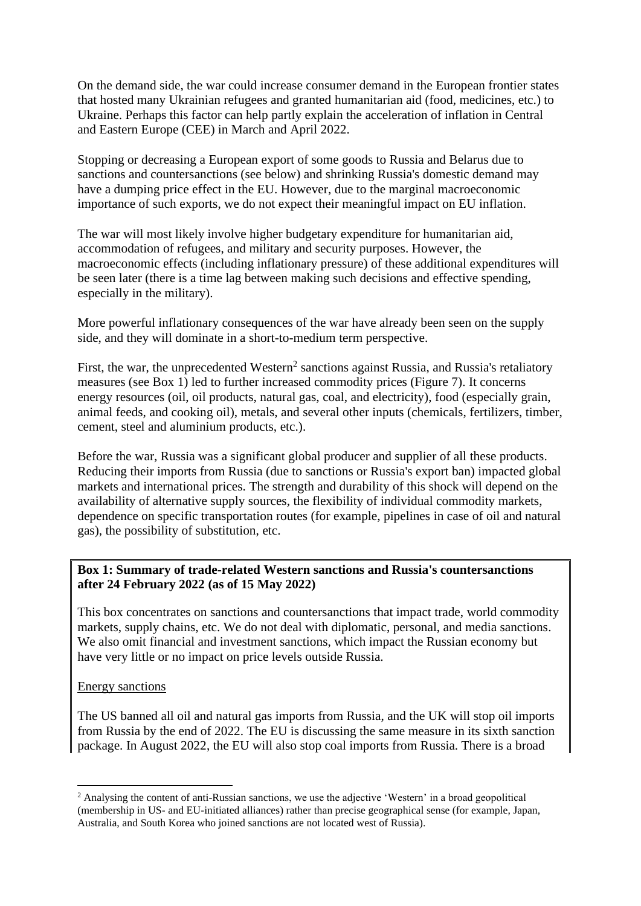On the demand side, the war could increase consumer demand in the European frontier states that hosted many Ukrainian refugees and granted humanitarian aid (food, medicines, etc.) to Ukraine. Perhaps this factor can help partly explain the acceleration of inflation in Central and Eastern Europe (CEE) in March and April 2022.

Stopping or decreasing a European export of some goods to Russia and Belarus due to sanctions and countersanctions (see below) and shrinking Russia's domestic demand may have a dumping price effect in the EU. However, due to the marginal macroeconomic importance of such exports, we do not expect their meaningful impact on EU inflation.

The war will most likely involve higher budgetary expenditure for humanitarian aid, accommodation of refugees, and military and security purposes. However, the macroeconomic effects (including inflationary pressure) of these additional expenditures will be seen later (there is a time lag between making such decisions and effective spending, especially in the military).

More powerful inflationary consequences of the war have already been seen on the supply side, and they will dominate in a short-to-medium term perspective.

First, the war, the unprecedented Western[2] sanctions against Russia, and Russia's retaliatory measures (see Box 1) led to further increased commodity prices (Figure 7). It concerns energy resources (oil, oil products, natural gas, coal, and electricity), food (especially grain, animal feeds, and cooking oil), metals, and several other inputs (chemicals, fertilizers, timber, cement, steel and aluminium products, etc.).

Before the war, Russia was a significant global producer and supplier of all these products. Reducing their imports from Russia (due to sanctions or Russia's export ban) impacted global markets and international prices. The strength and durability of this shock will depend on the availability of alternative supply sources, the flexibility of individual commodity markets, dependence on specific transportation routes (for example, pipelines in case of oil and natural gas), the possibility of substitution, etc.

**Box 1: Summary of trade-related Western sanctions and Russia's countersanctions after 24 February 2022 (as of 15 May 2022)**

This box concentrates on sanctions and countersanctions that impact trade, world commodity markets, supply chains, etc. We do not deal with diplomatic, personal, and media sanctions. We also omit financial and investment sanctions, which impact the Russian economy but have very little or no impact on price levels outside Russia.

Energy sanctions

The US banned all oil and natural gas imports from Russia, and the UK will stop oil imports from Russia by the end of 2022. The EU is discussing the same measure in its sixth sanction package. In August 2022, the EU will also stop coal imports from Russia. There is a broad

[2] Analysing the content of anti-Russian sanctions, we use the adjective 'Western' in a broad geopolitical (membership in US- and EU-initiated alliances) rather than precise geographical sense (for example, Japan, Australia, and South Korea who joined sanctions are not located west of Russia).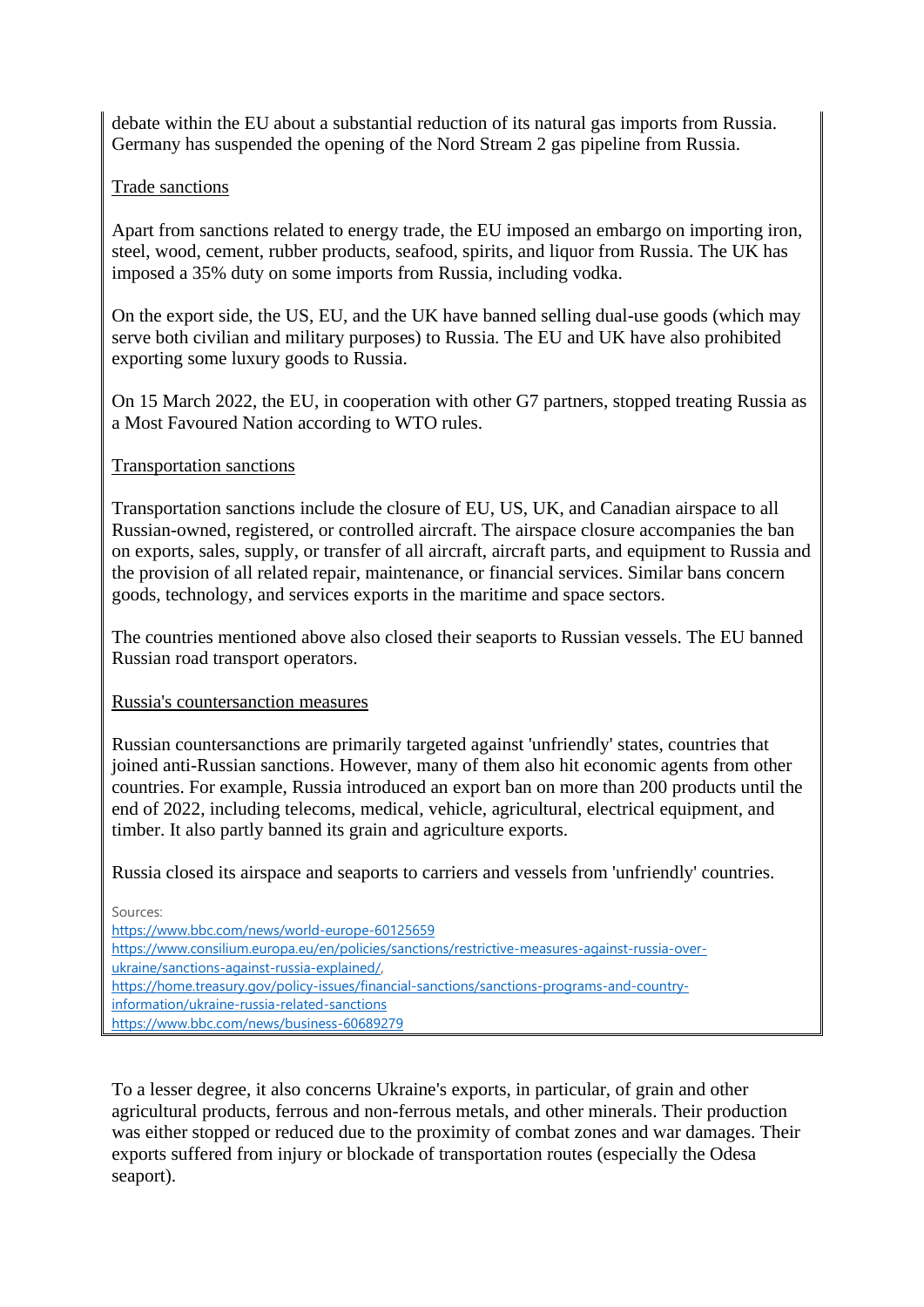debate within the EU about a substantial reduction of its natural gas imports from Russia. Germany has suspended the opening of the Nord Stream 2 gas pipeline from Russia.

Trade sanctions

Apart from sanctions related to energy trade, the EU imposed an embargo on importing iron, steel, wood, cement, rubber products, seafood, spirits, and liquor from Russia. The UK has imposed a 35% duty on some imports from Russia, including vodka.

On the export side, the US, EU, and the UK have banned selling dual-use goods (which may serve both civilian and military purposes) to Russia. The EU and UK have also prohibited exporting some luxury goods to Russia.

On 15 March 2022, the EU, in cooperation with other G7 partners, stopped treating Russia as a Most Favoured Nation according to WTO rules.

Transportation sanctions

Transportation sanctions include the closure of EU, US, UK, and Canadian airspace to all Russian-owned, registered, or controlled aircraft. The airspace closure accompanies the ban on exports, sales, supply, or transfer of all aircraft, aircraft parts, and equipment to Russia and the provision of all related repair, maintenance, or financial services. Similar bans concern goods, technology, and services exports in the maritime and space sectors.

The countries mentioned above also closed their seaports to Russian vessels. The EU banned Russian road transport operators.

Russia's countersanction measures

Russian countersanctions are primarily targeted against 'unfriendly' states, countries that joined anti-Russian sanctions. However, many of them also hit economic agents from other countries. For example, Russia introduced an export ban on more than 200 products until the end of 2022, including telecoms, medical, vehicle, agricultural, electrical equipment, and timber. It also partly banned its grain and agriculture exports.

Russia closed its airspace and seaports to carriers and vessels from 'unfriendly' countries.

Sources:
https://www.bbc.com/news/world-europe-60125659
https://www.consilium.europa.eu/en/policies/sanctions/restrictive-measures-against-russia-over-ukraine/sanctions-against-russia-explained/,
https://home.treasury.gov/policy-issues/financial-sanctions/sanctions-programs-and-country-information/ukraine-russia-related-sanctions
https://www.bbc.com/news/business-60689279

To a lesser degree, it also concerns Ukraine's exports, in particular, of grain and other agricultural products, ferrous and non-ferrous metals, and other minerals. Their production was either stopped or reduced due to the proximity of combat zones and war damages. Their exports suffered from injury or blockade of transportation routes (especially the Odesa seaport).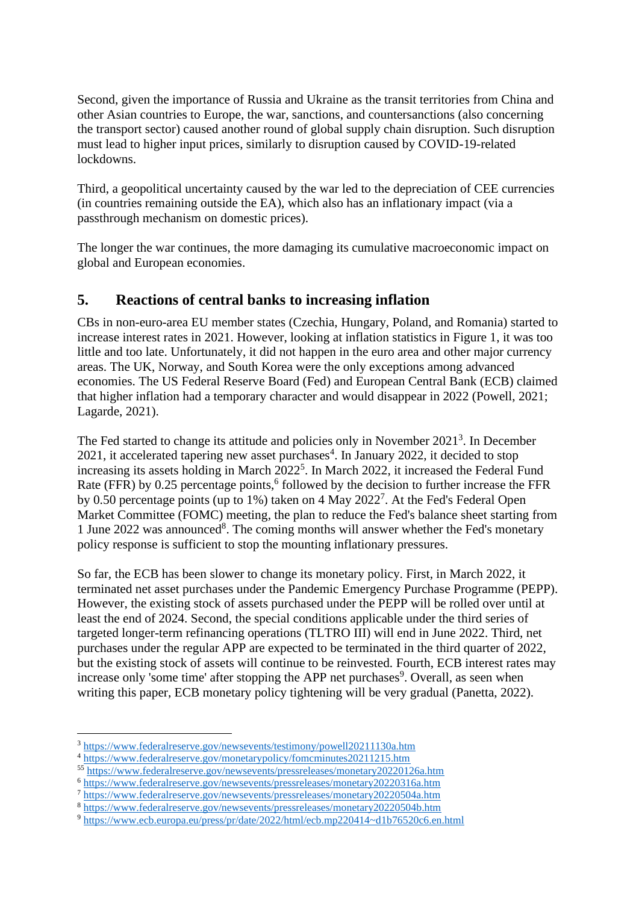Second, given the importance of Russia and Ukraine as the transit territories from China and other Asian countries to Europe, the war, sanctions, and countersanctions (also concerning the transport sector) caused another round of global supply chain disruption. Such disruption must lead to higher input prices, similarly to disruption caused by COVID-19-related lockdowns.

Third, a geopolitical uncertainty caused by the war led to the depreciation of CEE currencies (in countries remaining outside the EA), which also has an inflationary impact (via a passthrough mechanism on domestic prices).

The longer the war continues, the more damaging its cumulative macroeconomic impact on global and European economies.

## 5. Reactions of central banks to increasing inflation

CBs in non-euro-area EU member states (Czechia, Hungary, Poland, and Romania) started to increase interest rates in 2021. However, looking at inflation statistics in Figure 1, it was too little and too late. Unfortunately, it did not happen in the euro area and other major currency areas. The UK, Norway, and South Korea were the only exceptions among advanced economies. The US Federal Reserve Board (Fed) and European Central Bank (ECB) claimed that higher inflation had a temporary character and would disappear in 2022 (Powell, 2021; Lagarde, 2021).

The Fed started to change its attitude and policies only in November 2021[3]. In December 2021, it accelerated tapering new asset purchases[4]. In January 2022, it decided to stop increasing its assets holding in March 2022[5]. In March 2022, it increased the Federal Fund Rate (FFR) by 0.25 percentage points,[6] followed by the decision to further increase the FFR by 0.50 percentage points (up to 1%) taken on 4 May 2022[7]. At the Fed's Federal Open Market Committee (FOMC) meeting, the plan to reduce the Fed's balance sheet starting from 1 June 2022 was announced[8]. The coming months will answer whether the Fed's monetary policy response is sufficient to stop the mounting inflationary pressures.

So far, the ECB has been slower to change its monetary policy. First, in March 2022, it terminated net asset purchases under the Pandemic Emergency Purchase Programme (PEPP). However, the existing stock of assets purchased under the PEPP will be rolled over until at least the end of 2024. Second, the special conditions applicable under the third series of targeted longer-term refinancing operations (TLTRO III) will end in June 2022. Third, net purchases under the regular APP are expected to be terminated in the third quarter of 2022, but the existing stock of assets will continue to be reinvested. Fourth, ECB interest rates may increase only 'some time' after stopping the APP net purchases[9]. Overall, as seen when writing this paper, ECB monetary policy tightening will be very gradual (Panetta, 2022).

---

[3] https://www.federalreserve.gov/newsevents/testimony/powell20211130a.htm

[4] https://www.federalreserve.gov/monetarypolicy/fomcminutes20211215.htm

[55] https://www.federalreserve.gov/newsevents/pressreleases/monetary20220126a.htm

[6] https://www.federalreserve.gov/newsevents/pressreleases/monetary20220316a.htm

[7] https://www.federalreserve.gov/newsevents/pressreleases/monetary20220504a.htm

[8] https://www.federalreserve.gov/newsevents/pressreleases/monetary20220504b.htm

[9] https://www.ecb.europa.eu/press/pr/date/2022/html/ecb.mp220414~d1b76520c6.en.html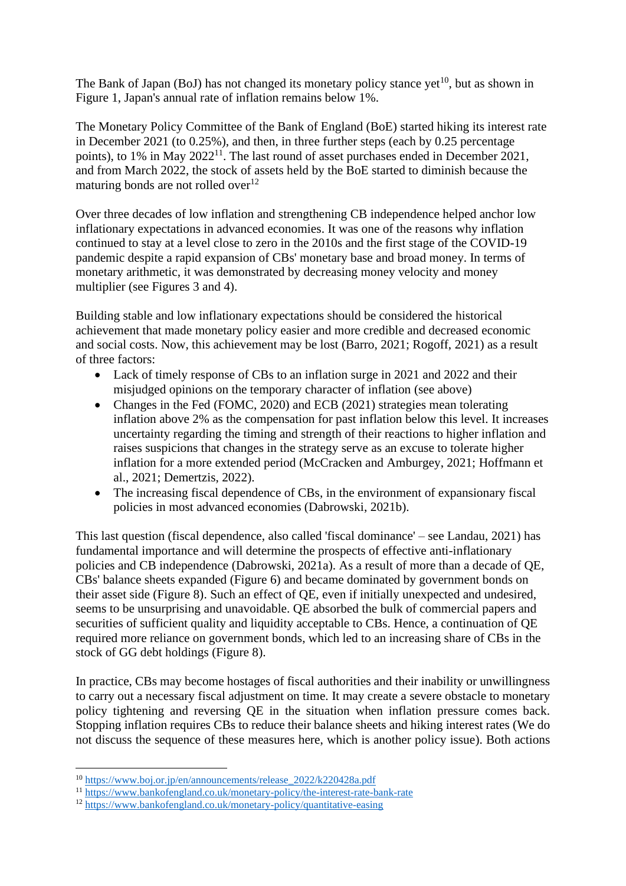The Bank of Japan (BoJ) has not changed its monetary policy stance yet[10], but as shown in Figure 1, Japan's annual rate of inflation remains below 1%.

The Monetary Policy Committee of the Bank of England (BoE) started hiking its interest rate in December 2021 (to 0.25%), and then, in three further steps (each by 0.25 percentage points), to 1% in May 2022[11]. The last round of asset purchases ended in December 2021, and from March 2022, the stock of assets held by the BoE started to diminish because the maturing bonds are not rolled over[12]

Over three decades of low inflation and strengthening CB independence helped anchor low inflationary expectations in advanced economies. It was one of the reasons why inflation continued to stay at a level close to zero in the 2010s and the first stage of the COVID-19 pandemic despite a rapid expansion of CBs' monetary base and broad money. In terms of monetary arithmetic, it was demonstrated by decreasing money velocity and money multiplier (see Figures 3 and 4).

Building stable and low inflationary expectations should be considered the historical achievement that made monetary policy easier and more credible and decreased economic and social costs. Now, this achievement may be lost (Barro, 2021; Rogoff, 2021) as a result of three factors:

- Lack of timely response of CBs to an inflation surge in 2021 and 2022 and their misjudged opinions on the temporary character of inflation (see above)
- Changes in the Fed (FOMC, 2020) and ECB (2021) strategies mean tolerating inflation above 2% as the compensation for past inflation below this level. It increases uncertainty regarding the timing and strength of their reactions to higher inflation and raises suspicions that changes in the strategy serve as an excuse to tolerate higher inflation for a more extended period (McCracken and Amburgey, 2021; Hoffmann et al., 2021; Demertzis, 2022).
- The increasing fiscal dependence of CBs, in the environment of expansionary fiscal policies in most advanced economies (Dabrowski, 2021b).

This last question (fiscal dependence, also called 'fiscal dominance' – see Landau, 2021) has fundamental importance and will determine the prospects of effective anti-inflationary policies and CB independence (Dabrowski, 2021a). As a result of more than a decade of QE, CBs' balance sheets expanded (Figure 6) and became dominated by government bonds on their asset side (Figure 8). Such an effect of QE, even if initially unexpected and undesired, seems to be unsurprising and unavoidable. QE absorbed the bulk of commercial papers and securities of sufficient quality and liquidity acceptable to CBs. Hence, a continuation of QE required more reliance on government bonds, which led to an increasing share of CBs in the stock of GG debt holdings (Figure 8).

In practice, CBs may become hostages of fiscal authorities and their inability or unwillingness to carry out a necessary fiscal adjustment on time. It may create a severe obstacle to monetary policy tightening and reversing QE in the situation when inflation pressure comes back. Stopping inflation requires CBs to reduce their balance sheets and hiking interest rates (We do not discuss the sequence of these measures here, which is another policy issue). Both actions

[10] https://www.boj.or.jp/en/announcements/release_2022/k220428a.pdf

[11] https://www.bankofengland.co.uk/monetary-policy/the-interest-rate-bank-rate

[12] https://www.bankofengland.co.uk/monetary-policy/quantitative-easing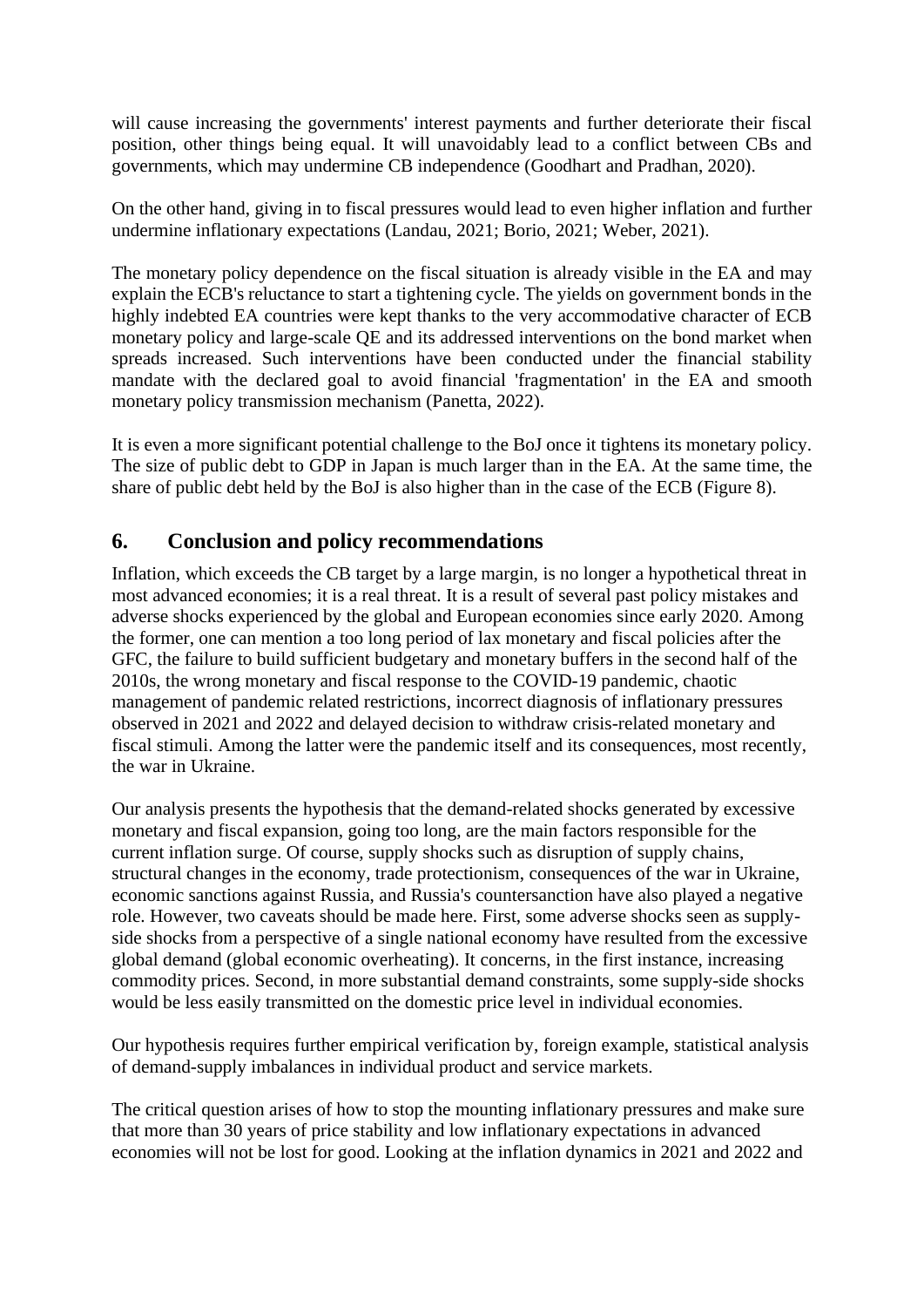will cause increasing the governments' interest payments and further deteriorate their fiscal position, other things being equal. It will unavoidably lead to a conflict between CBs and governments, which may undermine CB independence (Goodhart and Pradhan, 2020).

On the other hand, giving in to fiscal pressures would lead to even higher inflation and further undermine inflationary expectations (Landau, 2021; Borio, 2021; Weber, 2021).

The monetary policy dependence on the fiscal situation is already visible in the EA and may explain the ECB's reluctance to start a tightening cycle. The yields on government bonds in the highly indebted EA countries were kept thanks to the very accommodative character of ECB monetary policy and large-scale QE and its addressed interventions on the bond market when spreads increased. Such interventions have been conducted under the financial stability mandate with the declared goal to avoid financial 'fragmentation' in the EA and smooth monetary policy transmission mechanism (Panetta, 2022).

It is even a more significant potential challenge to the BoJ once it tightens its monetary policy. The size of public debt to GDP in Japan is much larger than in the EA. At the same time, the share of public debt held by the BoJ is also higher than in the case of the ECB (Figure 8).

## 6. Conclusion and policy recommendations

Inflation, which exceeds the CB target by a large margin, is no longer a hypothetical threat in most advanced economies; it is a real threat. It is a result of several past policy mistakes and adverse shocks experienced by the global and European economies since early 2020. Among the former, one can mention a too long period of lax monetary and fiscal policies after the GFC, the failure to build sufficient budgetary and monetary buffers in the second half of the 2010s, the wrong monetary and fiscal response to the COVID-19 pandemic, chaotic management of pandemic related restrictions, incorrect diagnosis of inflationary pressures observed in 2021 and 2022 and delayed decision to withdraw crisis-related monetary and fiscal stimuli. Among the latter were the pandemic itself and its consequences, most recently, the war in Ukraine.

Our analysis presents the hypothesis that the demand-related shocks generated by excessive monetary and fiscal expansion, going too long, are the main factors responsible for the current inflation surge. Of course, supply shocks such as disruption of supply chains, structural changes in the economy, trade protectionism, consequences of the war in Ukraine, economic sanctions against Russia, and Russia's countersanction have also played a negative role. However, two caveats should be made here. First, some adverse shocks seen as supply-side shocks from a perspective of a single national economy have resulted from the excessive global demand (global economic overheating). It concerns, in the first instance, increasing commodity prices. Second, in more substantial demand constraints, some supply-side shocks would be less easily transmitted on the domestic price level in individual economies.

Our hypothesis requires further empirical verification by, foreign example, statistical analysis of demand-supply imbalances in individual product and service markets.

The critical question arises of how to stop the mounting inflationary pressures and make sure that more than 30 years of price stability and low inflationary expectations in advanced economies will not be lost for good. Looking at the inflation dynamics in 2021 and 2022 and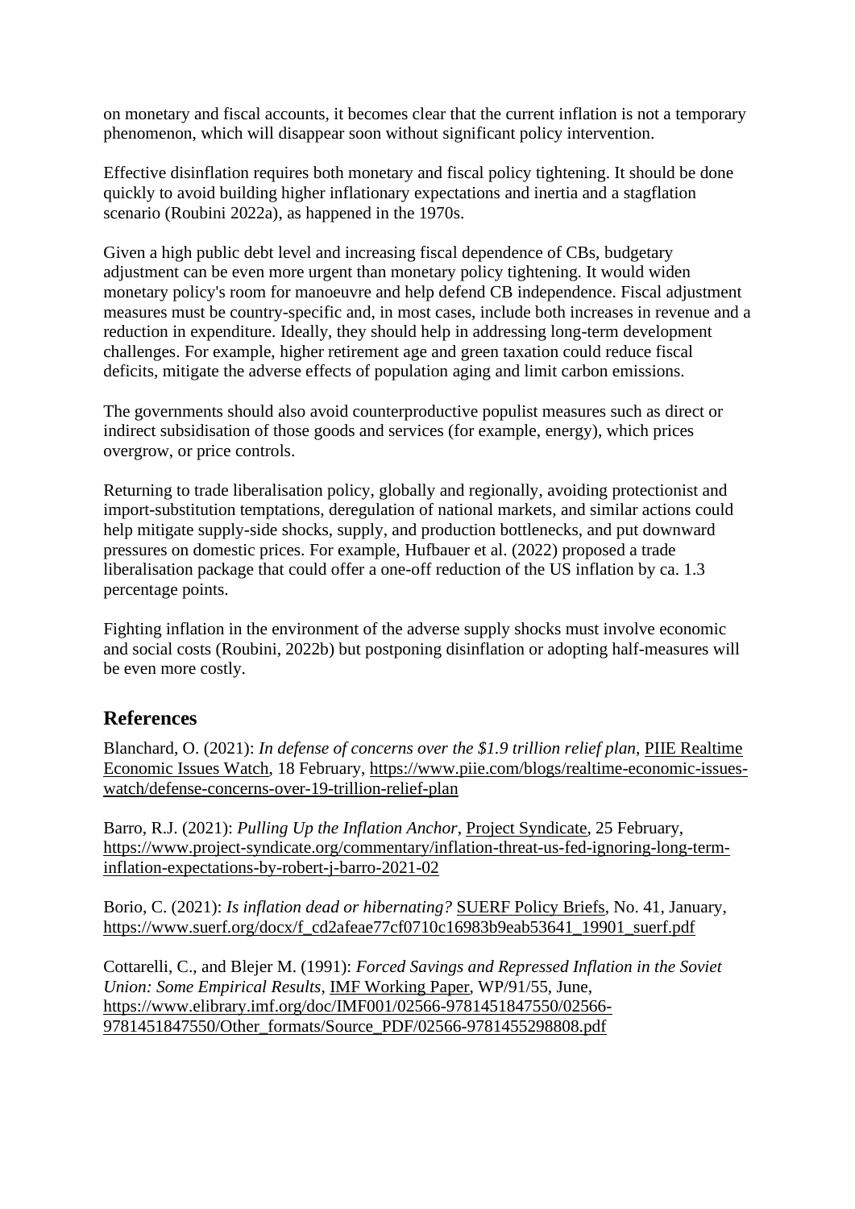on monetary and fiscal accounts, it becomes clear that the current inflation is not a temporary phenomenon, which will disappear soon without significant policy intervention.

Effective disinflation requires both monetary and fiscal policy tightening. It should be done quickly to avoid building higher inflationary expectations and inertia and a stagflation scenario (Roubini 2022a), as happened in the 1970s.

Given a high public debt level and increasing fiscal dependence of CBs, budgetary adjustment can be even more urgent than monetary policy tightening. It would widen monetary policy's room for manoeuvre and help defend CB independence. Fiscal adjustment measures must be country-specific and, in most cases, include both increases in revenue and a reduction in expenditure. Ideally, they should help in addressing long-term development challenges. For example, higher retirement age and green taxation could reduce fiscal deficits, mitigate the adverse effects of population aging and limit carbon emissions.

The governments should also avoid counterproductive populist measures such as direct or indirect subsidisation of those goods and services (for example, energy), which prices overgrow, or price controls.

Returning to trade liberalisation policy, globally and regionally, avoiding protectionist and import-substitution temptations, deregulation of national markets, and similar actions could help mitigate supply-side shocks, supply, and production bottlenecks, and put downward pressures on domestic prices. For example, Hufbauer et al. (2022) proposed a trade liberalisation package that could offer a one-off reduction of the US inflation by ca. 1.3 percentage points.

Fighting inflation in the environment of the adverse supply shocks must involve economic and social costs (Roubini, 2022b) but postponing disinflation or adopting half-measures will be even more costly.

## References

Blanchard, O. (2021): *In defense of concerns over the $1.9 trillion relief plan*, PIIE Realtime Economic Issues Watch, 18 February, https://www.piie.com/blogs/realtime-economic-issues-watch/defense-concerns-over-19-trillion-relief-plan

Barro, R.J. (2021): *Pulling Up the Inflation Anchor*, Project Syndicate, 25 February, https://www.project-syndicate.org/commentary/inflation-threat-us-fed-ignoring-long-term-inflation-expectations-by-robert-j-barro-2021-02

Borio, C. (2021): *Is inflation dead or hibernating?* SUERF Policy Briefs, No. 41, January, https://www.suerf.org/docx/f_cd2afeae77cf0710c16983b9eab53641_19901_suerf.pdf

Cottarelli, C., and Blejer M. (1991): *Forced Savings and Repressed Inflation in the Soviet Union: Some Empirical Results*, IMF Working Paper, WP/91/55, June, https://www.elibrary.imf.org/doc/IMF001/02566-9781451847550/02566-9781451847550/Other_formats/Source_PDF/02566-9781455298808.pdf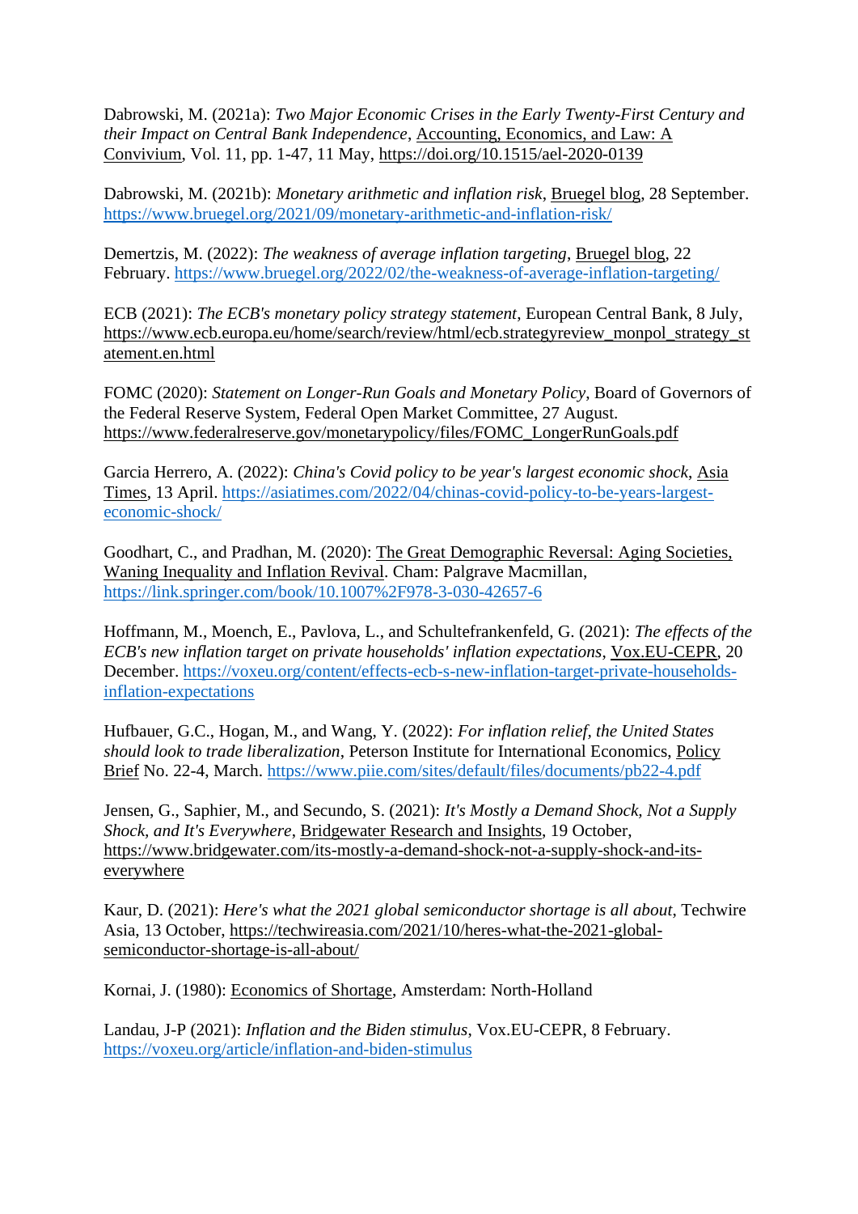Dabrowski, M. (2021a): *Two Major Economic Crises in the Early Twenty-First Century and their Impact on Central Bank Independence*, Accounting, Economics, and Law: A Convivium, Vol. 11, pp. 1-47, 11 May, https://doi.org/10.1515/ael-2020-0139

Dabrowski, M. (2021b): *Monetary arithmetic and inflation risk*, Bruegel blog, 28 September. https://www.bruegel.org/2021/09/monetary-arithmetic-and-inflation-risk/

Demertzis, M. (2022): *The weakness of average inflation targeting*, Bruegel blog, 22 February. https://www.bruegel.org/2022/02/the-weakness-of-average-inflation-targeting/

ECB (2021): *The ECB's monetary policy strategy statement*, European Central Bank, 8 July, https://www.ecb.europa.eu/home/search/review/html/ecb.strategyreview_monpol_strategy_statement.en.html

FOMC (2020): *Statement on Longer-Run Goals and Monetary Policy*, Board of Governors of the Federal Reserve System, Federal Open Market Committee, 27 August. https://www.federalreserve.gov/monetarypolicy/files/FOMC_LongerRunGoals.pdf

Garcia Herrero, A. (2022): *China's Covid policy to be year's largest economic shock*, Asia Times, 13 April. https://asiatimes.com/2022/04/chinas-covid-policy-to-be-years-largest-economic-shock/

Goodhart, C., and Pradhan, M. (2020): The Great Demographic Reversal: Aging Societies, Waning Inequality and Inflation Revival. Cham: Palgrave Macmillan, https://link.springer.com/book/10.1007%2F978-3-030-42657-6

Hoffmann, M., Moench, E., Pavlova, L., and Schultefrankenfeld, G. (2021): *The effects of the ECB's new inflation target on private households' inflation expectations*, Vox.EU-CEPR, 20 December. https://voxeu.org/content/effects-ecb-s-new-inflation-target-private-households-inflation-expectations

Hufbauer, G.C., Hogan, M., and Wang, Y. (2022): *For inflation relief, the United States should look to trade liberalization*, Peterson Institute for International Economics, Policy Brief No. 22-4, March. https://www.piie.com/sites/default/files/documents/pb22-4.pdf

Jensen, G., Saphier, M., and Secundo, S. (2021): *It's Mostly a Demand Shock, Not a Supply Shock, and It's Everywhere*, Bridgewater Research and Insights, 19 October, https://www.bridgewater.com/its-mostly-a-demand-shock-not-a-supply-shock-and-its-everywhere

Kaur, D. (2021): *Here's what the 2021 global semiconductor shortage is all about*, Techwire Asia, 13 October, https://techwireasia.com/2021/10/heres-what-the-2021-global-semiconductor-shortage-is-all-about/

Kornai, J. (1980): Economics of Shortage, Amsterdam: North-Holland

Landau, J-P (2021): *Inflation and the Biden stimulus*, Vox.EU-CEPR, 8 February. https://voxeu.org/article/inflation-and-biden-stimulus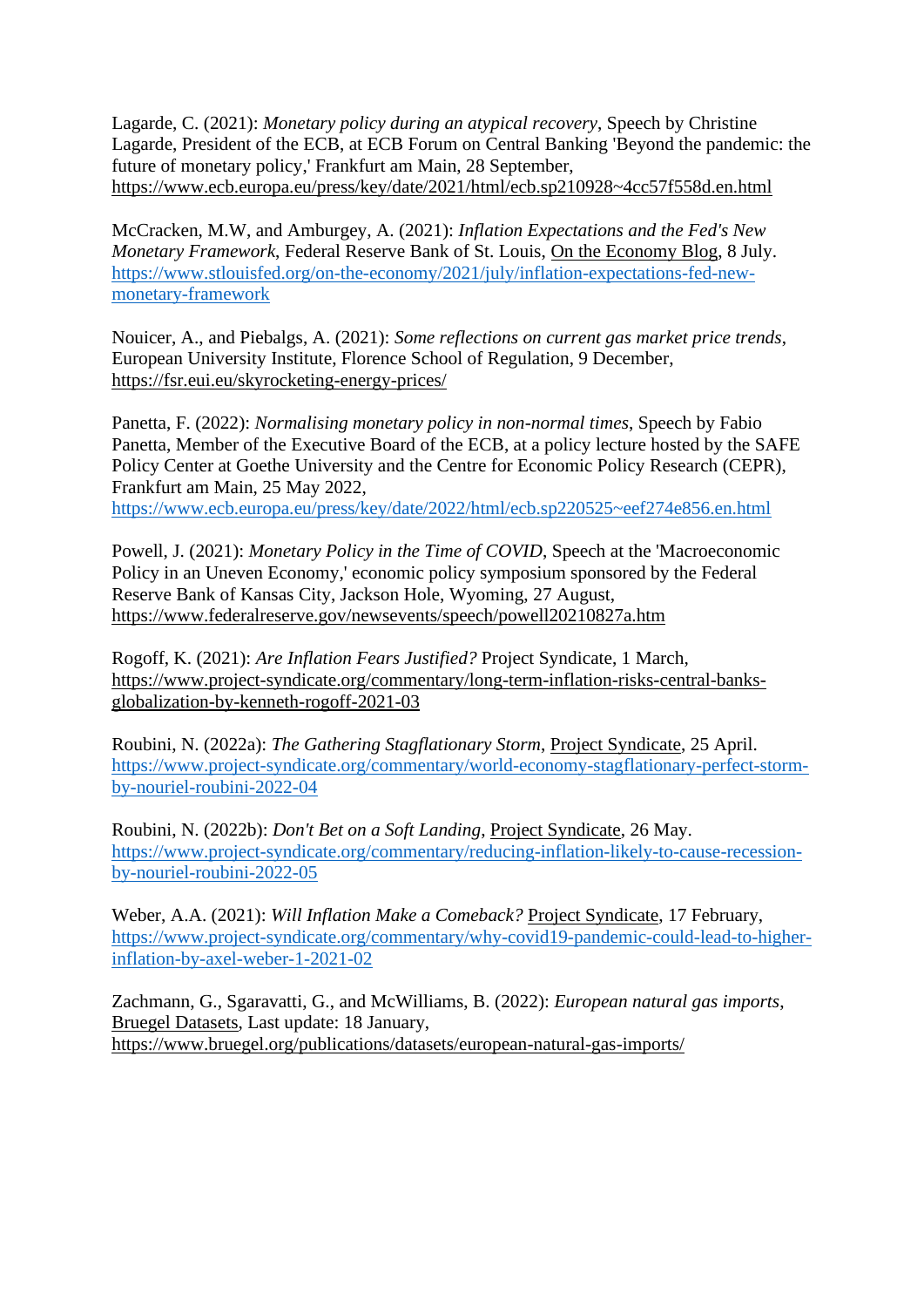Lagarde, C. (2021): *Monetary policy during an atypical recovery*, Speech by Christine Lagarde, President of the ECB, at ECB Forum on Central Banking 'Beyond the pandemic: the future of monetary policy,' Frankfurt am Main, 28 September, https://www.ecb.europa.eu/press/key/date/2021/html/ecb.sp210928~4cc57f558d.en.html

McCracken, M.W, and Amburgey, A. (2021): *Inflation Expectations and the Fed's New Monetary Framework*, Federal Reserve Bank of St. Louis, On the Economy Blog, 8 July. https://www.stlouisfed.org/on-the-economy/2021/july/inflation-expectations-fed-new-monetary-framework

Nouicer, A., and Piebalgs, A. (2021): *Some reflections on current gas market price trends*, European University Institute, Florence School of Regulation, 9 December, https://fsr.eui.eu/skyrocketing-energy-prices/

Panetta, F. (2022): *Normalising monetary policy in non-normal times*, Speech by Fabio Panetta, Member of the Executive Board of the ECB, at a policy lecture hosted by the SAFE Policy Center at Goethe University and the Centre for Economic Policy Research (CEPR), Frankfurt am Main, 25 May 2022, https://www.ecb.europa.eu/press/key/date/2022/html/ecb.sp220525~eef274e856.en.html

Powell, J. (2021): *Monetary Policy in the Time of COVID*, Speech at the 'Macroeconomic Policy in an Uneven Economy,' economic policy symposium sponsored by the Federal Reserve Bank of Kansas City, Jackson Hole, Wyoming, 27 August, https://www.federalreserve.gov/newsevents/speech/powell20210827a.htm

Rogoff, K. (2021): *Are Inflation Fears Justified?* Project Syndicate, 1 March, https://www.project-syndicate.org/commentary/long-term-inflation-risks-central-banks-globalization-by-kenneth-rogoff-2021-03

Roubini, N. (2022a): *The Gathering Stagflationary Storm*, Project Syndicate, 25 April. https://www.project-syndicate.org/commentary/world-economy-stagflationary-perfect-storm-by-nouriel-roubini-2022-04

Roubini, N. (2022b): *Don't Bet on a Soft Landing*, Project Syndicate, 26 May. https://www.project-syndicate.org/commentary/reducing-inflation-likely-to-cause-recession-by-nouriel-roubini-2022-05

Weber, A.A. (2021): *Will Inflation Make a Comeback?* Project Syndicate, 17 February, https://www.project-syndicate.org/commentary/why-covid19-pandemic-could-lead-to-higher-inflation-by-axel-weber-1-2021-02

Zachmann, G., Sgaravatti, G., and McWilliams, B. (2022): *European natural gas imports*, Bruegel Datasets, Last update: 18 January, https://www.bruegel.org/publications/datasets/european-natural-gas-imports/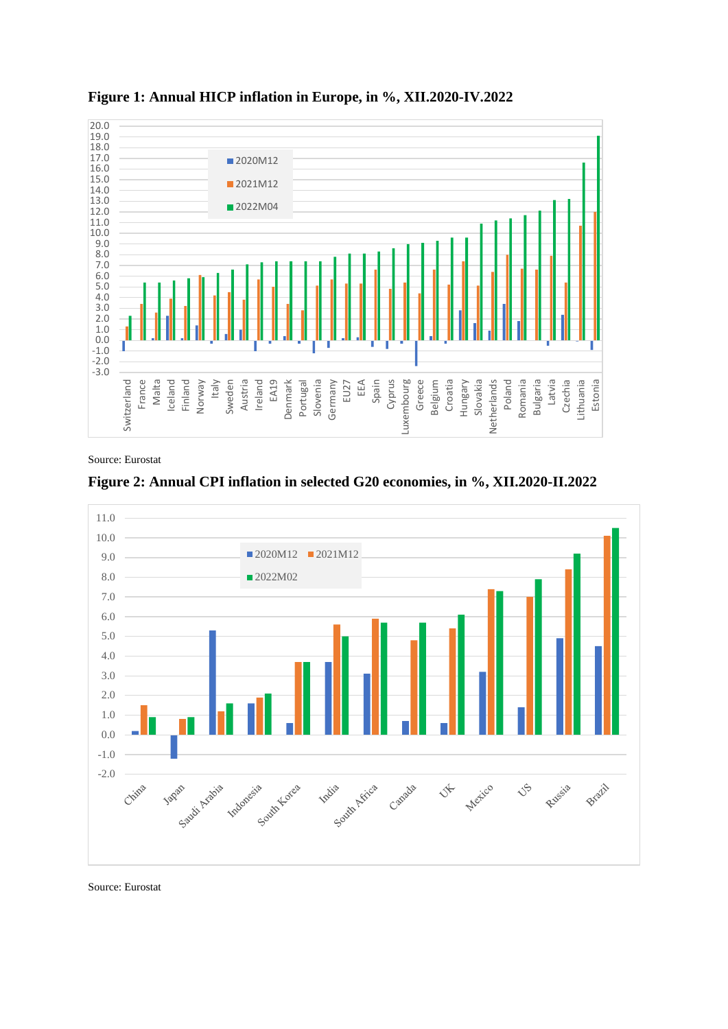**Figure 1: Annual HICP inflation in Europe, in %, XII.2020-IV.2022**

Source: Eurostat

**Figure 2: Annual CPI inflation in selected G20 economies, in %, XII.2020-II.2022**

Source: Eurostat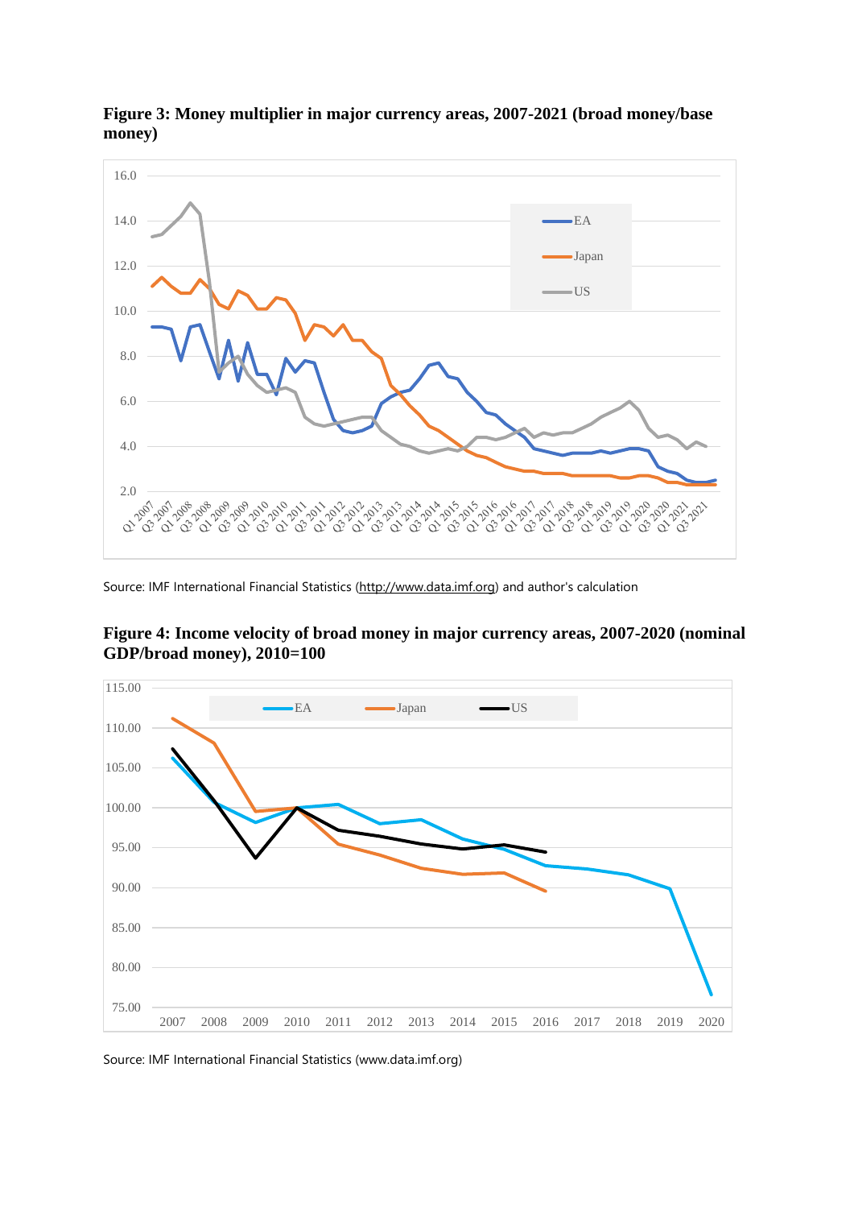**Figure 3: Money multiplier in major currency areas, 2007-2021 (broad money/base money)**

Source: IMF International Financial Statistics (http://www.data.imf.org) and author's calculation

**Figure 4: Income velocity of broad money in major currency areas, 2007-2020 (nominal GDP/broad money), 2010=100**

Source: IMF International Financial Statistics (www.data.imf.org)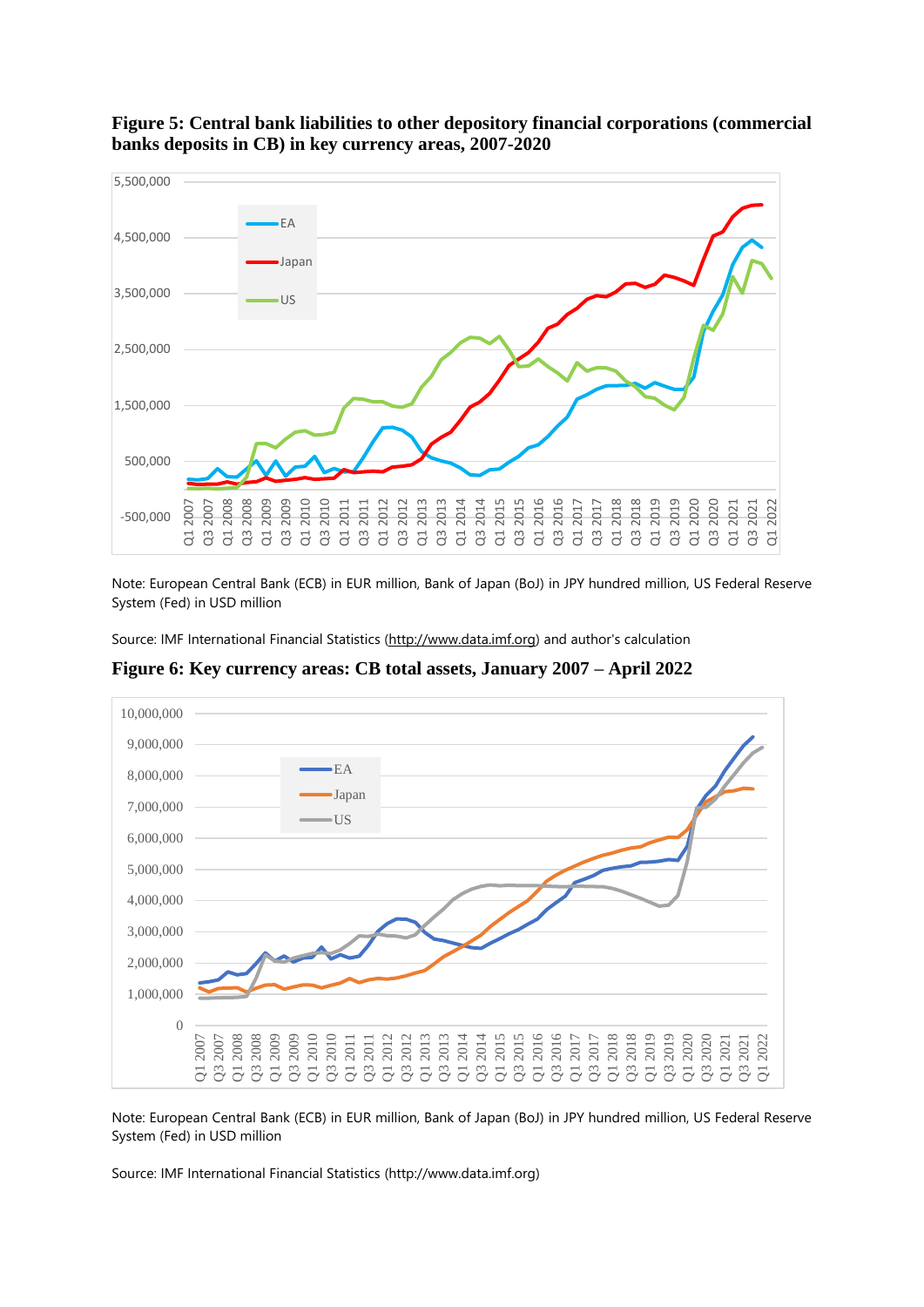**Figure 5: Central bank liabilities to other depository financial corporations (commercial banks deposits in CB) in key currency areas, 2007-2020**

Note: European Central Bank (ECB) in EUR million, Bank of Japan (BoJ) in JPY hundred million, US Federal Reserve System (Fed) in USD million

Source: IMF International Financial Statistics (http://www.data.imf.org) and author's calculation

**Figure 6: Key currency areas: CB total assets, January 2007 – April 2022**

Note: European Central Bank (ECB) in EUR million, Bank of Japan (BoJ) in JPY hundred million, US Federal Reserve System (Fed) in USD million

Source: IMF International Financial Statistics (http://www.data.imf.org)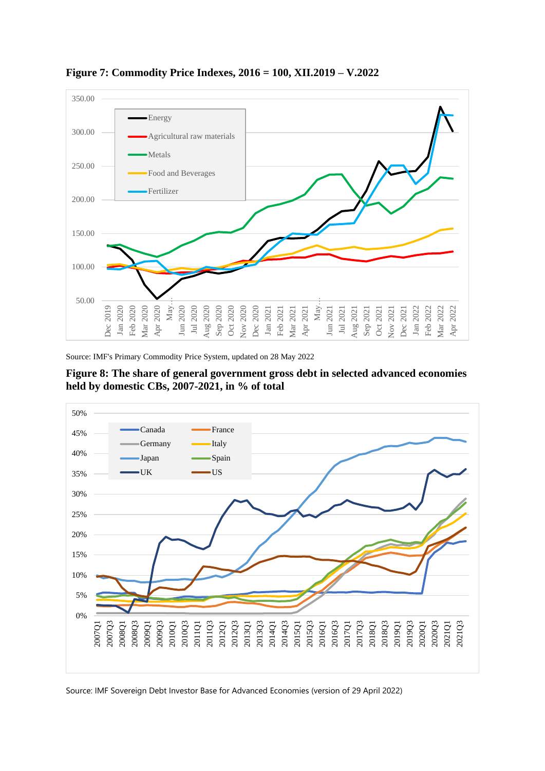**Figure 7: Commodity Price Indexes, 2016 = 100, XII.2019 – V.2022**

350.00
300.00
250.00
200.00
150.00
100.00
50.00

Energy
Agricultural raw materials
Metals
Food and Beverages
Fertilizer

Dec 2019, Jan 2020, Feb 2020, Mar 2020, Apr 2020, May…, Jun 2020, Jul 2020, Aug 2020, Sep 2020, Oct 2020, Nov 2020, Dec 2020, Jan 2021, Feb 2021, Mar 2021, Apr 2021, May…, Jun 2021, Jul 2021, Aug 2021, Sep 2021, Oct 2021, Nov 2021, Dec 2021, Jan 2022, Feb 2022, Mar 2022, Apr 2022

Source: IMF's Primary Commodity Price System, updated on 28 May 2022

**Figure 8: The share of general government gross debt in selected advanced economies held by domestic CBs, 2007-2021, in % of total**

50%
45%
40%
35%
30%
25%
20%
15%
10%
5%
0%

Canada
France
Germany
Italy
Japan
Spain
UK
US

2007Q1, 2007Q3, 2008Q1, 2008Q3, 2009Q1, 2009Q3, 2010Q1, 2010Q3, 2011Q1, 2011Q3, 2012Q1, 2012Q3, 2013Q1, 2013Q3, 2014Q1, 2014Q3, 2015Q1, 2015Q3, 2016Q1, 2016Q3, 2017Q1, 2017Q3, 2018Q1, 2018Q3, 2019Q1, 2019Q3, 2020Q1, 2020Q3, 2021Q1, 2021Q3

Source: IMF Sovereign Debt Investor Base for Advanced Economies (version of 29 April 2022)